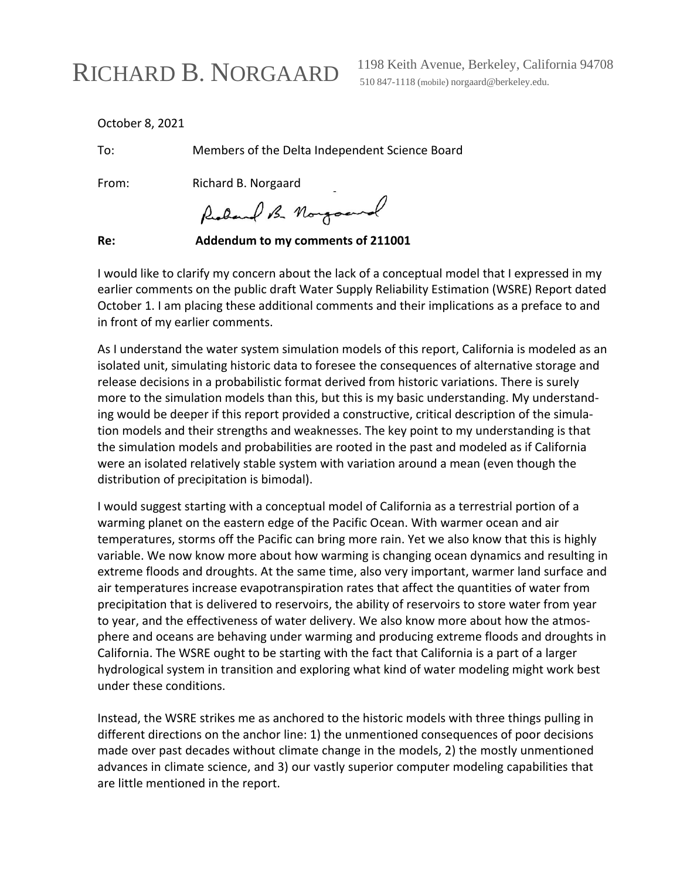# RICHARD B. NORGAARD

1198 Keith Avenue, Berkeley, California 94708
510 847-1118 (mobile) norgaard@berkeley.edu.

October 8, 2021

To: Members of the Delta Independent Science Board

From: Richard B. Norgaard

**Re: Addendum to my comments of 211001**

I would like to clarify my concern about the lack of a conceptual model that I expressed in my earlier comments on the public draft Water Supply Reliability Estimation (WSRE) Report dated October 1. I am placing these additional comments and their implications as a preface to and in front of my earlier comments.

As I understand the water system simulation models of this report, California is modeled as an isolated unit, simulating historic data to foresee the consequences of alternative storage and release decisions in a probabilistic format derived from historic variations. There is surely more to the simulation models than this, but this is my basic understanding. My understanding would be deeper if this report provided a constructive, critical description of the simulation models and their strengths and weaknesses. The key point to my understanding is that the simulation models and probabilities are rooted in the past and modeled as if California were an isolated relatively stable system with variation around a mean (even though the distribution of precipitation is bimodal).

I would suggest starting with a conceptual model of California as a terrestrial portion of a warming planet on the eastern edge of the Pacific Ocean. With warmer ocean and air temperatures, storms off the Pacific can bring more rain. Yet we also know that this is highly variable. We now know more about how warming is changing ocean dynamics and resulting in extreme floods and droughts. At the same time, also very important, warmer land surface and air temperatures increase evapotranspiration rates that affect the quantities of water from precipitation that is delivered to reservoirs, the ability of reservoirs to store water from year to year, and the effectiveness of water delivery. We also know more about how the atmosphere and oceans are behaving under warming and producing extreme floods and droughts in California. The WSRE ought to be starting with the fact that California is a part of a larger hydrological system in transition and exploring what kind of water modeling might work best under these conditions.

Instead, the WSRE strikes me as anchored to the historic models with three things pulling in different directions on the anchor line: 1) the unmentioned consequences of poor decisions made over past decades without climate change in the models, 2) the mostly unmentioned advances in climate science, and 3) our vastly superior computer modeling capabilities that are little mentioned in the report.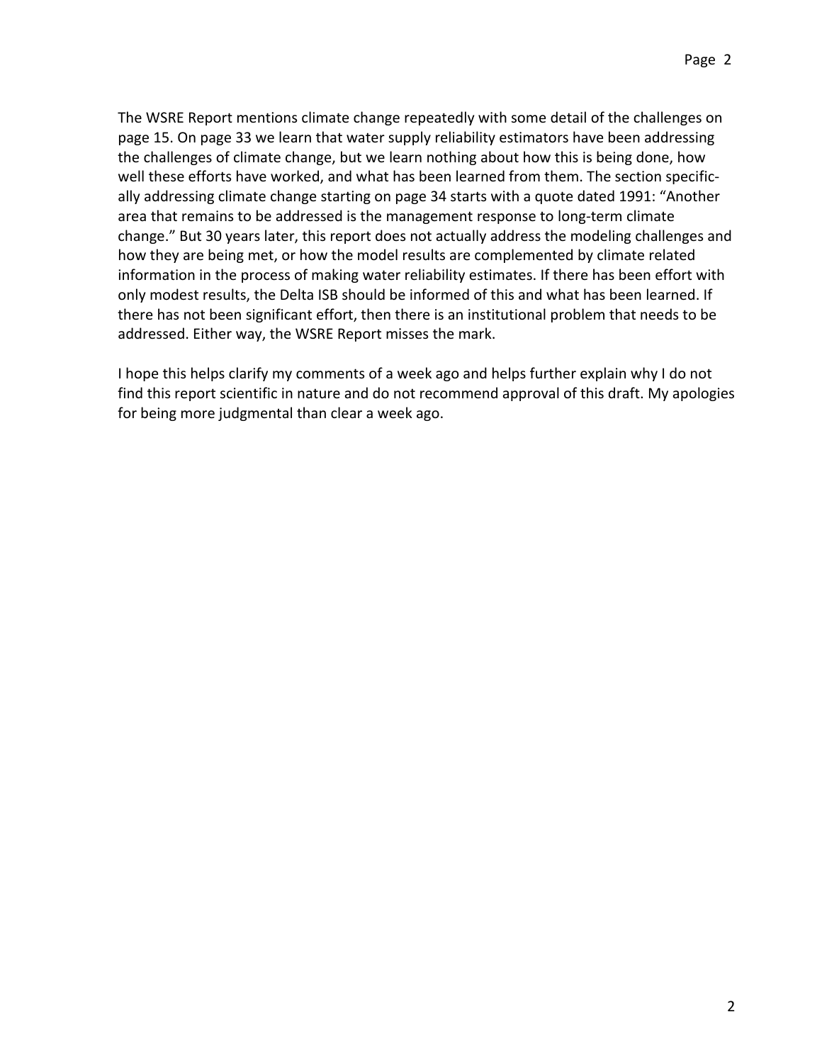The WSRE Report mentions climate change repeatedly with some detail of the challenges on page 15. On page 33 we learn that water supply reliability estimators have been addressing the challenges of climate change, but we learn nothing about how this is being done, how well these efforts have worked, and what has been learned from them. The section specifically addressing climate change starting on page 34 starts with a quote dated 1991: "Another area that remains to be addressed is the management response to long-term climate change." But 30 years later, this report does not actually address the modeling challenges and how they are being met, or how the model results are complemented by climate related information in the process of making water reliability estimates. If there has been effort with only modest results, the Delta ISB should be informed of this and what has been learned. If there has not been significant effort, then there is an institutional problem that needs to be addressed. Either way, the WSRE Report misses the mark.

I hope this helps clarify my comments of a week ago and helps further explain why I do not find this report scientific in nature and do not recommend approval of this draft. My apologies for being more judgmental than clear a week ago.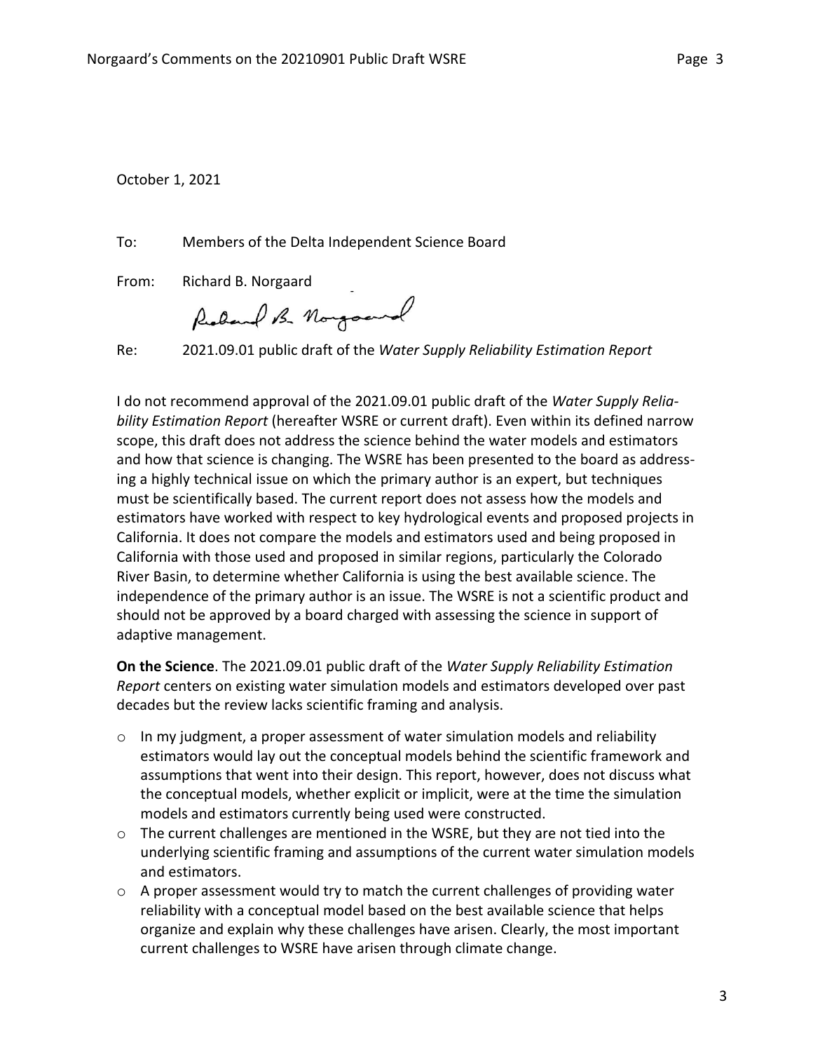October 1, 2021

To: Members of the Delta Independent Science Board

From: Richard B. Norgaard

Re: 2021.09.01 public draft of the *Water Supply Reliability Estimation Report*

I do not recommend approval of the 2021.09.01 public draft of the *Water Supply Reliability Estimation Report* (hereafter WSRE or current draft). Even within its defined narrow scope, this draft does not address the science behind the water models and estimators and how that science is changing. The WSRE has been presented to the board as addressing a highly technical issue on which the primary author is an expert, but techniques must be scientifically based. The current report does not assess how the models and estimators have worked with respect to key hydrological events and proposed projects in California. It does not compare the models and estimators used and being proposed in California with those used and proposed in similar regions, particularly the Colorado River Basin, to determine whether California is using the best available science. The independence of the primary author is an issue. The WSRE is not a scientific product and should not be approved by a board charged with assessing the science in support of adaptive management.

**On the Science**. The 2021.09.01 public draft of the *Water Supply Reliability Estimation Report* centers on existing water simulation models and estimators developed over past decades but the review lacks scientific framing and analysis.

- In my judgment, a proper assessment of water simulation models and reliability estimators would lay out the conceptual models behind the scientific framework and assumptions that went into their design. This report, however, does not discuss what the conceptual models, whether explicit or implicit, were at the time the simulation models and estimators currently being used were constructed.
- The current challenges are mentioned in the WSRE, but they are not tied into the underlying scientific framing and assumptions of the current water simulation models and estimators.
- A proper assessment would try to match the current challenges of providing water reliability with a conceptual model based on the best available science that helps organize and explain why these challenges have arisen. Clearly, the most important current challenges to WSRE have arisen through climate change.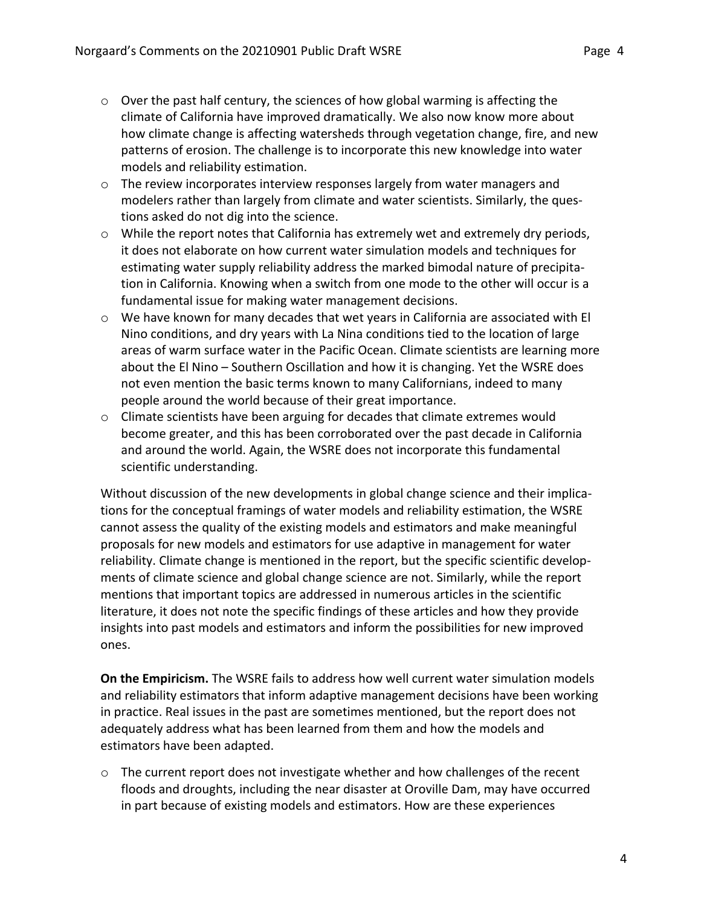- Over the past half century, the sciences of how global warming is affecting the climate of California have improved dramatically. We also now know more about how climate change is affecting watersheds through vegetation change, fire, and new patterns of erosion. The challenge is to incorporate this new knowledge into water models and reliability estimation.
- The review incorporates interview responses largely from water managers and modelers rather than largely from climate and water scientists. Similarly, the questions asked do not dig into the science.
- While the report notes that California has extremely wet and extremely dry periods, it does not elaborate on how current water simulation models and techniques for estimating water supply reliability address the marked bimodal nature of precipitation in California. Knowing when a switch from one mode to the other will occur is a fundamental issue for making water management decisions.
- We have known for many decades that wet years in California are associated with El Nino conditions, and dry years with La Nina conditions tied to the location of large areas of warm surface water in the Pacific Ocean. Climate scientists are learning more about the El Nino – Southern Oscillation and how it is changing. Yet the WSRE does not even mention the basic terms known to many Californians, indeed to many people around the world because of their great importance.
- Climate scientists have been arguing for decades that climate extremes would become greater, and this has been corroborated over the past decade in California and around the world. Again, the WSRE does not incorporate this fundamental scientific understanding.

Without discussion of the new developments in global change science and their implications for the conceptual framings of water models and reliability estimation, the WSRE cannot assess the quality of the existing models and estimators and make meaningful proposals for new models and estimators for use adaptive in management for water reliability. Climate change is mentioned in the report, but the specific scientific developments of climate science and global change science are not. Similarly, while the report mentions that important topics are addressed in numerous articles in the scientific literature, it does not note the specific findings of these articles and how they provide insights into past models and estimators and inform the possibilities for new improved ones.

**On the Empiricism.** The WSRE fails to address how well current water simulation models and reliability estimators that inform adaptive management decisions have been working in practice. Real issues in the past are sometimes mentioned, but the report does not adequately address what has been learned from them and how the models and estimators have been adapted.

- The current report does not investigate whether and how challenges of the recent floods and droughts, including the near disaster at Oroville Dam, may have occurred in part because of existing models and estimators. How are these experiences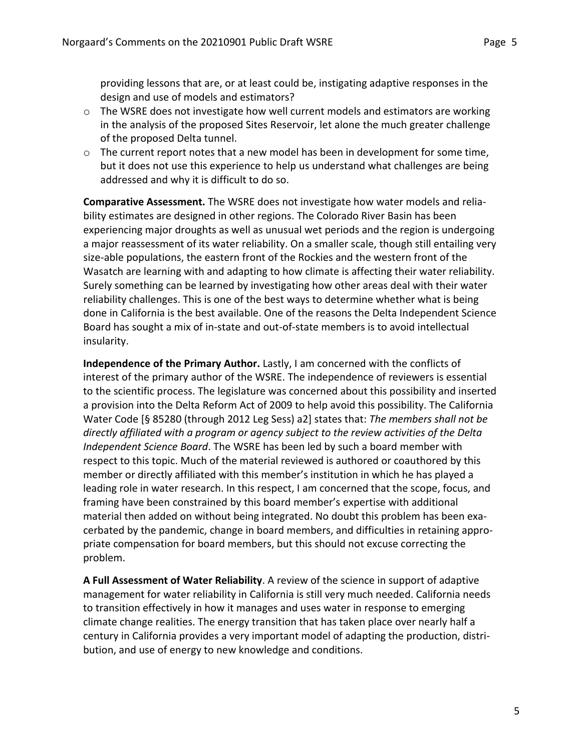providing lessons that are, or at least could be, instigating adaptive responses in the design and use of models and estimators?

- The WSRE does not investigate how well current models and estimators are working in the analysis of the proposed Sites Reservoir, let alone the much greater challenge of the proposed Delta tunnel.
- The current report notes that a new model has been in development for some time, but it does not use this experience to help us understand what challenges are being addressed and why it is difficult to do so.

**Comparative Assessment.** The WSRE does not investigate how water models and reliability estimates are designed in other regions. The Colorado River Basin has been experiencing major droughts as well as unusual wet periods and the region is undergoing a major reassessment of its water reliability. On a smaller scale, though still entailing very size-able populations, the eastern front of the Rockies and the western front of the Wasatch are learning with and adapting to how climate is affecting their water reliability. Surely something can be learned by investigating how other areas deal with their water reliability challenges. This is one of the best ways to determine whether what is being done in California is the best available. One of the reasons the Delta Independent Science Board has sought a mix of in-state and out-of-state members is to avoid intellectual insularity.

**Independence of the Primary Author.** Lastly, I am concerned with the conflicts of interest of the primary author of the WSRE. The independence of reviewers is essential to the scientific process. The legislature was concerned about this possibility and inserted a provision into the Delta Reform Act of 2009 to help avoid this possibility. The California Water Code [§ 85280 (through 2012 Leg Sess) a2] states that: *The members shall not be directly affiliated with a program or agency subject to the review activities of the Delta Independent Science Board*. The WSRE has been led by such a board member with respect to this topic. Much of the material reviewed is authored or coauthored by this member or directly affiliated with this member's institution in which he has played a leading role in water research. In this respect, I am concerned that the scope, focus, and framing have been constrained by this board member's expertise with additional material then added on without being integrated. No doubt this problem has been exacerbated by the pandemic, change in board members, and difficulties in retaining appropriate compensation for board members, but this should not excuse correcting the problem.

**A Full Assessment of Water Reliability**. A review of the science in support of adaptive management for water reliability in California is still very much needed. California needs to transition effectively in how it manages and uses water in response to emerging climate change realities. The energy transition that has taken place over nearly half a century in California provides a very important model of adapting the production, distribution, and use of energy to new knowledge and conditions.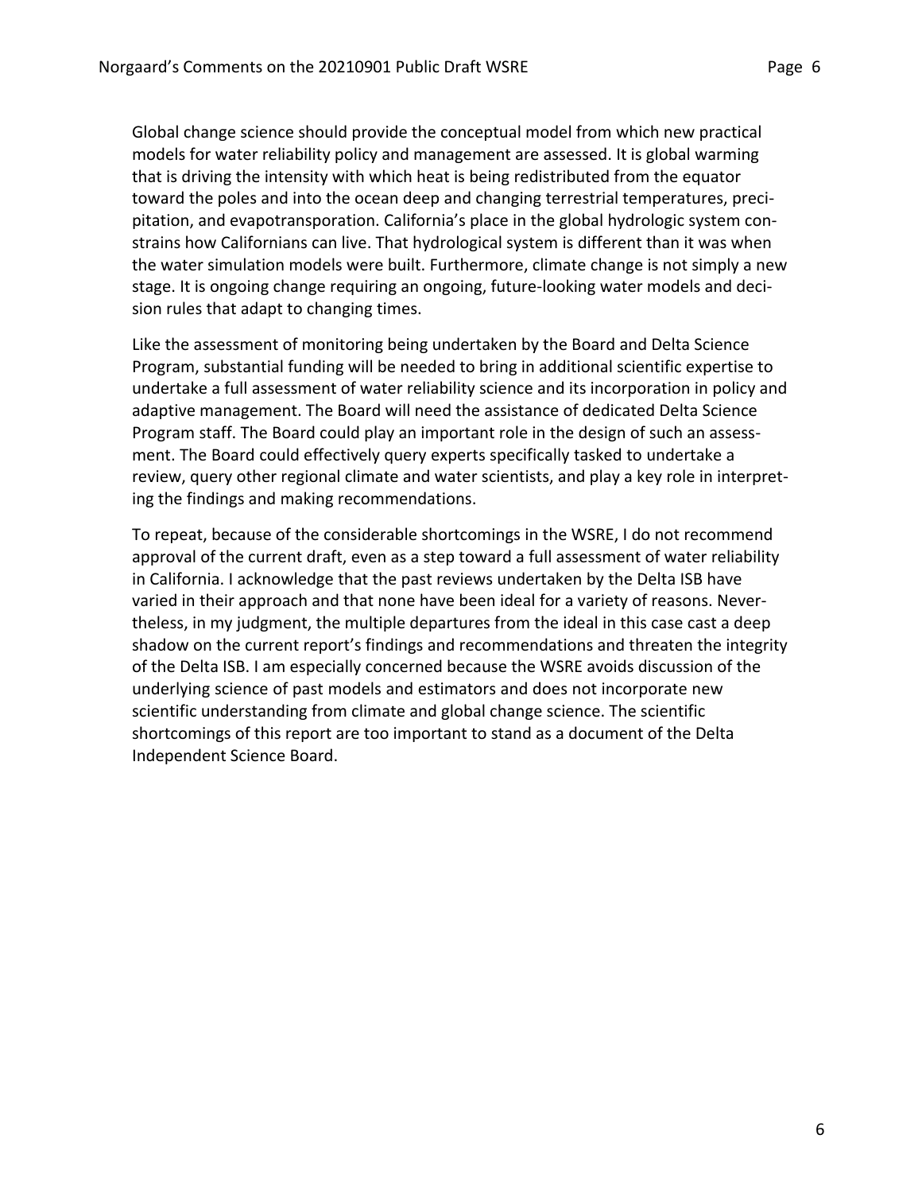Global change science should provide the conceptual model from which new practical models for water reliability policy and management are assessed. It is global warming that is driving the intensity with which heat is being redistributed from the equator toward the poles and into the ocean deep and changing terrestrial temperatures, precipitation, and evapotransporation. California's place in the global hydrologic system constrains how Californians can live. That hydrological system is different than it was when the water simulation models were built. Furthermore, climate change is not simply a new stage. It is ongoing change requiring an ongoing, future-looking water models and decision rules that adapt to changing times.

Like the assessment of monitoring being undertaken by the Board and Delta Science Program, substantial funding will be needed to bring in additional scientific expertise to undertake a full assessment of water reliability science and its incorporation in policy and adaptive management. The Board will need the assistance of dedicated Delta Science Program staff. The Board could play an important role in the design of such an assessment. The Board could effectively query experts specifically tasked to undertake a review, query other regional climate and water scientists, and play a key role in interpreting the findings and making recommendations.

To repeat, because of the considerable shortcomings in the WSRE, I do not recommend approval of the current draft, even as a step toward a full assessment of water reliability in California. I acknowledge that the past reviews undertaken by the Delta ISB have varied in their approach and that none have been ideal for a variety of reasons. Nevertheless, in my judgment, the multiple departures from the ideal in this case cast a deep shadow on the current report's findings and recommendations and threaten the integrity of the Delta ISB. I am especially concerned because the WSRE avoids discussion of the underlying science of past models and estimators and does not incorporate new scientific understanding from climate and global change science. The scientific shortcomings of this report are too important to stand as a document of the Delta Independent Science Board.